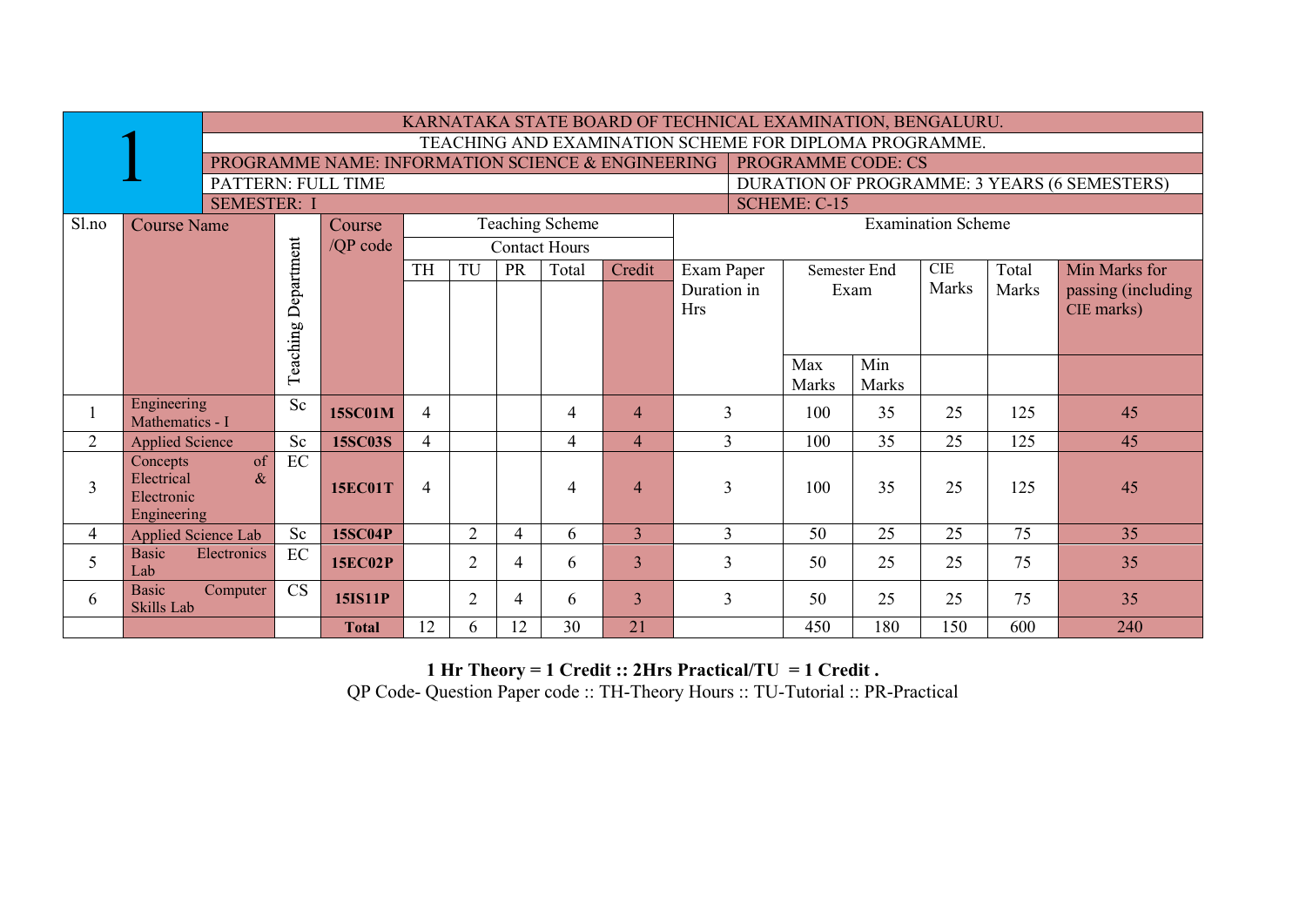| 1 | KARNATAKA STATE BOARD OF TECHNICAL EXAMINATION, BENGALURU. | | | | | | | | | | | | | | |
|---|---|---|---|---|---|---|---|---|---|---|---|---|---|---|---|
| | TEACHING AND EXAMINATION SCHEME FOR DIPLOMA PROGRAMME. | | | | | | | | | | | | | | |
| | PROGRAMME NAME: INFORMATION SCIENCE & ENGINEERING | | | | | | | PROGRAMME CODE: CS | | | | | | | |
| | PATTERN: FULL TIME | | | | | | | DURATION OF PROGRAMME: 3 YEARS (6 SEMESTERS) | | | | | | | |
| | SEMESTER: I | | | | | | | SCHEME: C-15 | | | | | | | |

| Sl.no | Course Name | Teaching Department | Course /QP code | Teaching Scheme Contact Hours | | | | | Examination Scheme | | | | | |
|---|---|---|---|---|---|---|---|---|---|---|---|---|---|---|
| | | | | TH | TU | PR | Total | Credit | Exam Paper Duration in Hrs | Semester End Exam | | CIE Marks | Total Marks | Min Marks for passing (including CIE marks) |
| | | | | | | | | | | Max Marks | Min Marks | | | |
| 1 | Engineering Mathematics - I | Sc | 15SC01M | 4 | | | 4 | 4 | 3 | 100 | 35 | 25 | 125 | 45 |
| 2 | Applied Science | Sc | 15SC03S | 4 | | | 4 | 4 | 3 | 100 | 35 | 25 | 125 | 45 |
| 3 | Concepts of Electrical & Electronic Engineering | EC | 15EC01T | 4 | | | 4 | 4 | 3 | 100 | 35 | 25 | 125 | 45 |
| 4 | Applied Science Lab | Sc | 15SC04P | | 2 | 4 | 6 | 3 | 3 | 50 | 25 | 25 | 75 | 35 |
| 5 | Basic Electronics Lab | EC | 15EC02P | | 2 | 4 | 6 | 3 | 3 | 50 | 25 | 25 | 75 | 35 |
| 6 | Basic Computer Skills Lab | CS | 15IS11P | | 2 | 4 | 6 | 3 | 3 | 50 | 25 | 25 | 75 | 35 |
| | | | **Total** | 12 | 6 | 12 | 30 | 21 | | 450 | 180 | 150 | 600 | 240 |

**1 Hr Theory = 1 Credit :: 2Hrs Practical/TU = 1 Credit .**

QP Code- Question Paper code :: TH-Theory Hours :: TU-Tutorial :: PR-Practical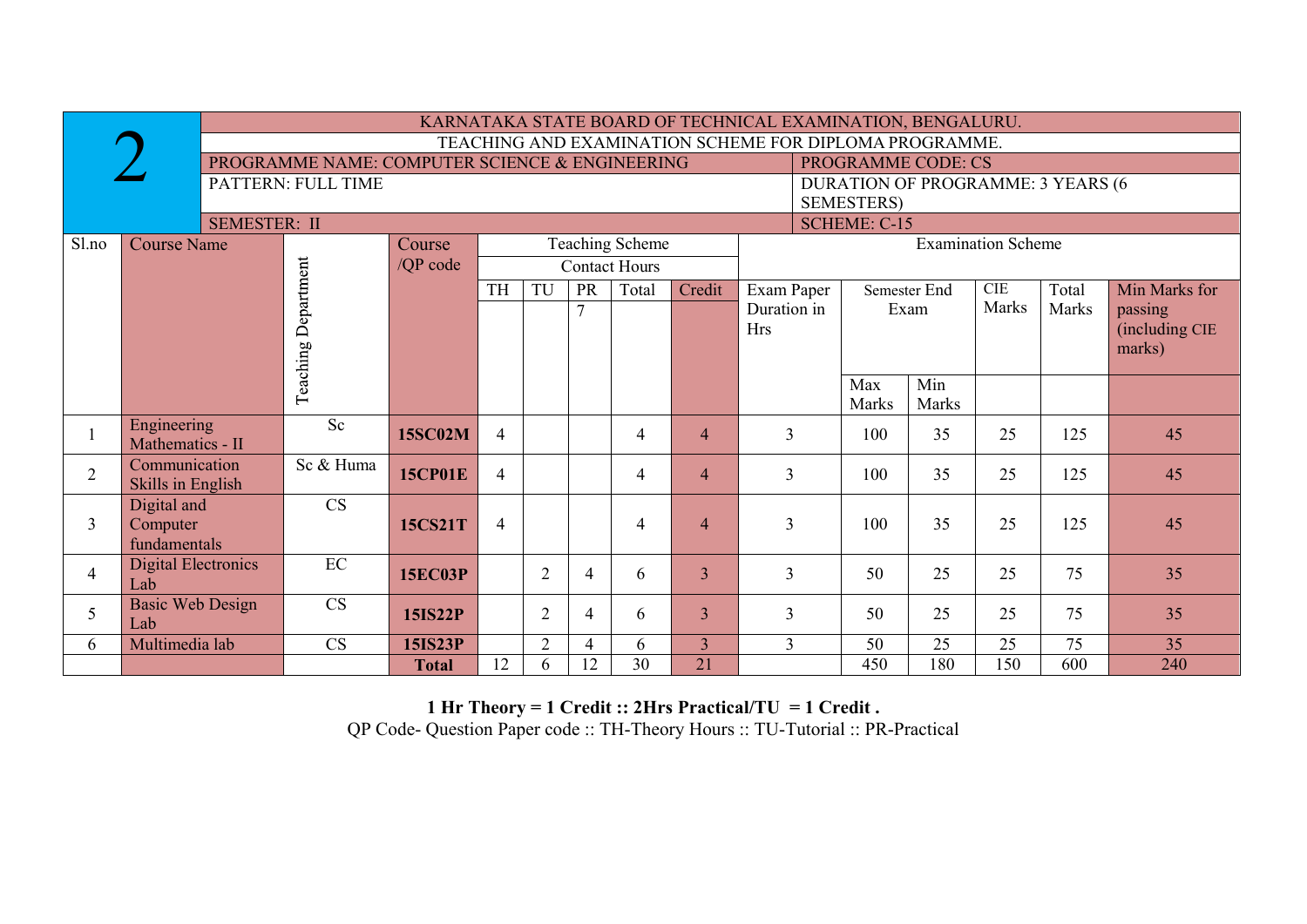| 2 | KARNATAKA STATE BOARD OF TECHNICAL EXAMINATION, BENGALURU. | | | | | | | | | | | | | |
|---|---|---|---|---|---|---|---|---|---|---|---|---|---|---|
| | TEACHING AND EXAMINATION SCHEME FOR DIPLOMA PROGRAMME. | | | | | | | | | | | | | |
| | PROGRAMME NAME: COMPUTER SCIENCE & ENGINEERING | | | | | | | | PROGRAMME CODE: CS | | | | | |
| | PATTERN: FULL TIME | | | | | | | | DURATION OF PROGRAMME: 3 YEARS (6 SEMESTERS) | | | | | |
| | SEMESTER: II | | | | | | | | SCHEME: C-15 | | | | | |
| Sl.no | Course Name | Teaching Department | Course /QP code | Teaching Scheme | | | | | Examination Scheme | | | | | |
| | | | | Contact Hours | | | | | | | | | | |
| | | | | TH | TU | PR 7 | Total | Credit | Exam Paper Duration in Hrs | Semester End Exam | | CIE Marks | Total Marks | Min Marks for passing (including CIE marks) |
| | | | | | | | | | | Max Marks | Min Marks | | | |
| 1 | Engineering Mathematics - II | Sc | **15SC02M** | 4 | | | 4 | 4 | 3 | 100 | 35 | 25 | 125 | 45 |
| 2 | Communication Skills in English | Sc & Huma | **15CP01E** | 4 | | | 4 | 4 | 3 | 100 | 35 | 25 | 125 | 45 |
| 3 | Digital and Computer fundamentals | CS | **15CS21T** | 4 | | | 4 | 4 | 3 | 100 | 35 | 25 | 125 | 45 |
| 4 | Digital Electronics Lab | EC | **15EC03P** | | 2 | 4 | 6 | 3 | 3 | 50 | 25 | 25 | 75 | 35 |
| 5 | Basic Web Design Lab | CS | **15IS22P** | | 2 | 4 | 6 | 3 | 3 | 50 | 25 | 25 | 75 | 35 |
| 6 | Multimedia lab | CS | **15IS23P** | | 2 | 4 | 6 | 3 | 3 | 50 | 25 | 25 | 75 | 35 |
| | | | **Total** | 12 | 6 | 12 | 30 | 21 | | 450 | 180 | 150 | 600 | 240 |

**1 Hr Theory = 1 Credit :: 2Hrs Practical/TU = 1 Credit .**

QP Code- Question Paper code :: TH-Theory Hours :: TU-Tutorial :: PR-Practical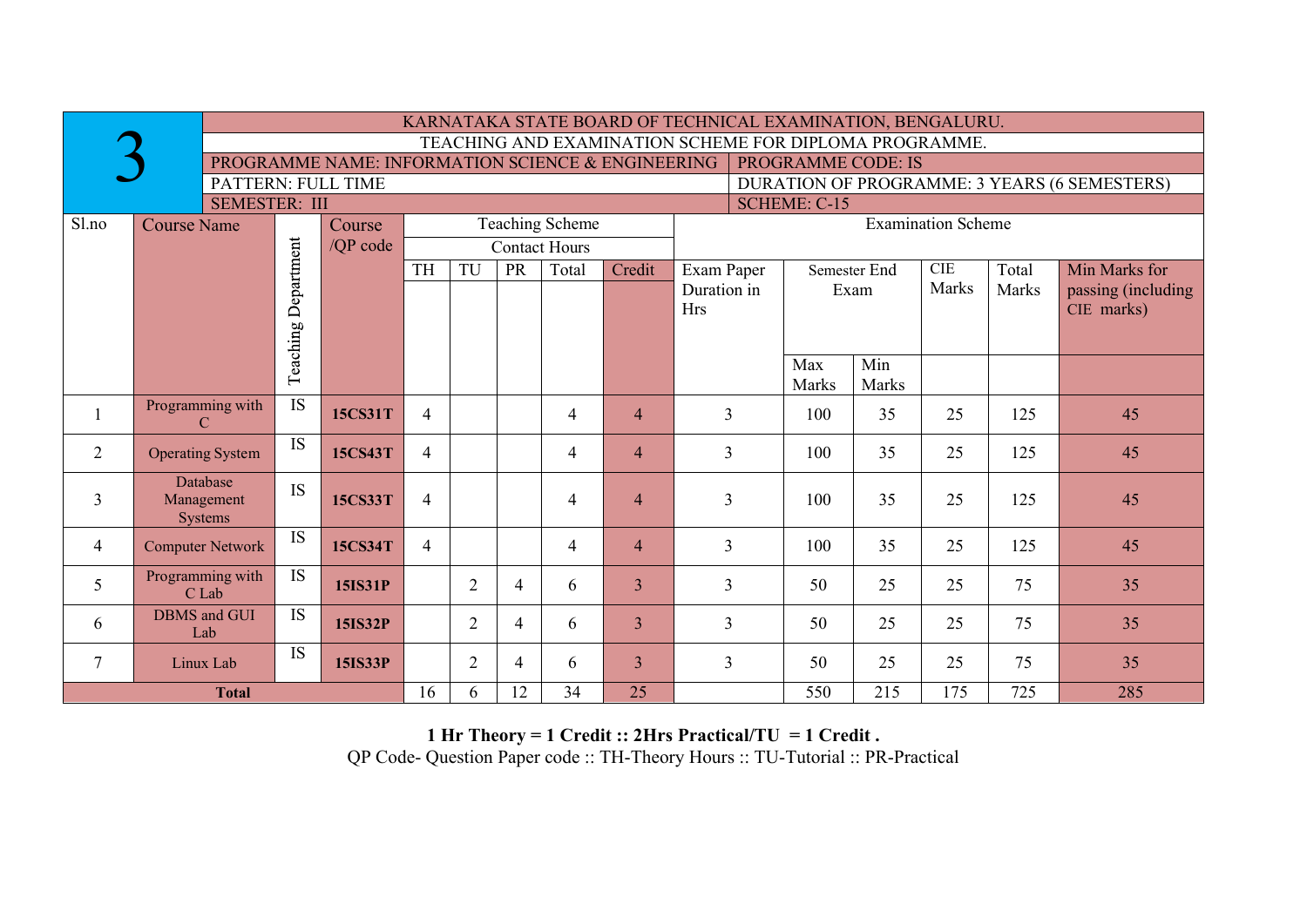| 3 | KARNATAKA STATE BOARD OF TECHNICAL EXAMINATION, BENGALURU. | | | | | | | | | | | | | |
|---|---|---|---|---|---|---|---|---|---|---|---|---|---|---|
| | TEACHING AND EXAMINATION SCHEME FOR DIPLOMA PROGRAMME. | | | | | | | | | | | | | |
| | PROGRAMME NAME: INFORMATION SCIENCE & ENGINEERING | | | | | | | PROGRAMME CODE: IS | | | | | | |
| | PATTERN: FULL TIME | | | | | | | DURATION OF PROGRAMME: 3 YEARS (6 SEMESTERS) | | | | | | |
| | SEMESTER: III | | | | | | | SCHEME: C-15 | | | | | | |
| Sl.no | Course Name | Teaching Department | Course /QP code | Teaching Scheme | | | | | Examination Scheme | | | | | |
| | | | | Contact Hours | | | | | | | | | | |
| | | | | TH | TU | PR | Total | Credit | Exam Paper Duration in Hrs | Semester End Exam | | CIE Marks | Total Marks | Min Marks for passing (including CIE marks) |
| | | | | | | | | | | Max Marks | Min Marks | | | |
| 1 | Programming with C | IS | **15CS31T** | 4 | | | 4 | 4 | 3 | 100 | 35 | 25 | 125 | 45 |
| 2 | Operating System | IS | **15CS43T** | 4 | | | 4 | 4 | 3 | 100 | 35 | 25 | 125 | 45 |
| 3 | Database Management Systems | IS | **15CS33T** | 4 | | | 4 | 4 | 3 | 100 | 35 | 25 | 125 | 45 |
| 4 | Computer Network | IS | **15CS34T** | 4 | | | 4 | 4 | 3 | 100 | 35 | 25 | 125 | 45 |
| 5 | Programming with C Lab | IS | **15IS31P** | | 2 | 4 | 6 | 3 | 3 | 50 | 25 | 25 | 75 | 35 |
| 6 | DBMS and GUI Lab | IS | **15IS32P** | | 2 | 4 | 6 | 3 | 3 | 50 | 25 | 25 | 75 | 35 |
| 7 | Linux Lab | IS | **15IS33P** | | 2 | 4 | 6 | 3 | 3 | 50 | 25 | 25 | 75 | 35 |
| **Total** | | | | 16 | 6 | 12 | 34 | 25 | | 550 | 215 | 175 | 725 | 285 |

**1 Hr Theory = 1 Credit :: 2Hrs Practical/TU = 1 Credit .**

QP Code- Question Paper code :: TH-Theory Hours :: TU-Tutorial :: PR-Practical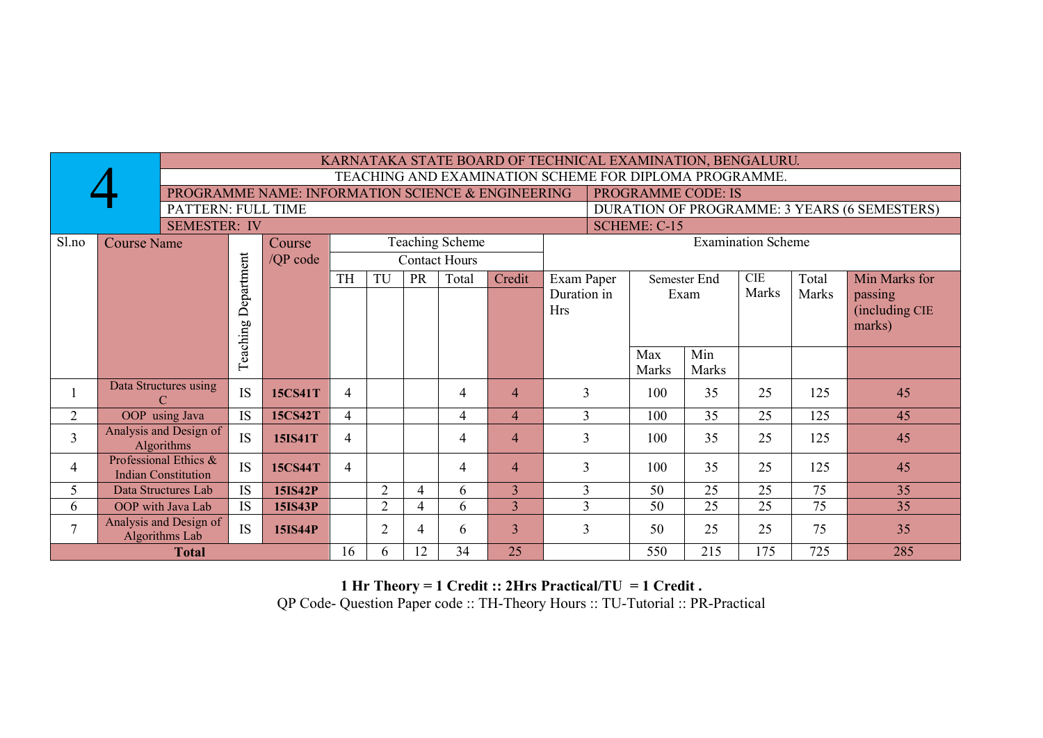# 4

KARNATAKA STATE BOARD OF TECHNICAL EXAMINATION, BENGALURU.

TEACHING AND EXAMINATION SCHEME FOR DIPLOMA PROGRAMME.

| PROGRAMME NAME: INFORMATION SCIENCE & ENGINEERING | PROGRAMME CODE: IS |
|---|---|
| PATTERN: FULL TIME | DURATION OF PROGRAMME: 3 YEARS (6 SEMESTERS) |
| SEMESTER: IV | SCHEME: C-15 |

| Sl.no | Course Name | Teaching Department | Course /QP code | Teaching Scheme – Contact Hours: TH | TU | PR | Total | Credit | Examination Scheme: Exam Paper Duration in Hrs | Semester End Exam: Max Marks | Semester End Exam: Min Marks | CIE Marks | Total Marks | Min Marks for passing (including CIE marks) |
|---|---|---|---|---|---|---|---|---|---|---|---|---|---|---|
| 1 | Data Structures using C | IS | **15CS41T** | 4 | | | 4 | 4 | 3 | 100 | 35 | 25 | 125 | 45 |
| 2 | OOP using Java | IS | **15CS42T** | 4 | | | 4 | 4 | 3 | 100 | 35 | 25 | 125 | 45 |
| 3 | Analysis and Design of Algorithms | IS | **15IS41T** | 4 | | | 4 | 4 | 3 | 100 | 35 | 25 | 125 | 45 |
| 4 | Professional Ethics & Indian Constitution | IS | **15CS44T** | 4 | | | 4 | 4 | 3 | 100 | 35 | 25 | 125 | 45 |
| 5 | Data Structures Lab | IS | **15IS42P** | | 2 | 4 | 6 | 3 | 3 | 50 | 25 | 25 | 75 | 35 |
| 6 | OOP with Java Lab | IS | **15IS43P** | | 2 | 4 | 6 | 3 | 3 | 50 | 25 | 25 | 75 | 35 |
| 7 | Analysis and Design of Algorithms Lab | IS | **15IS44P** | | 2 | 4 | 6 | 3 | 3 | 50 | 25 | 25 | 75 | 35 |
| | **Total** | | | 16 | 6 | 12 | 34 | 25 | | 550 | 215 | 175 | 725 | 285 |

**1 Hr Theory = 1 Credit :: 2Hrs Practical/TU = 1 Credit .**

QP Code- Question Paper code :: TH-Theory Hours :: TU-Tutorial :: PR-Practical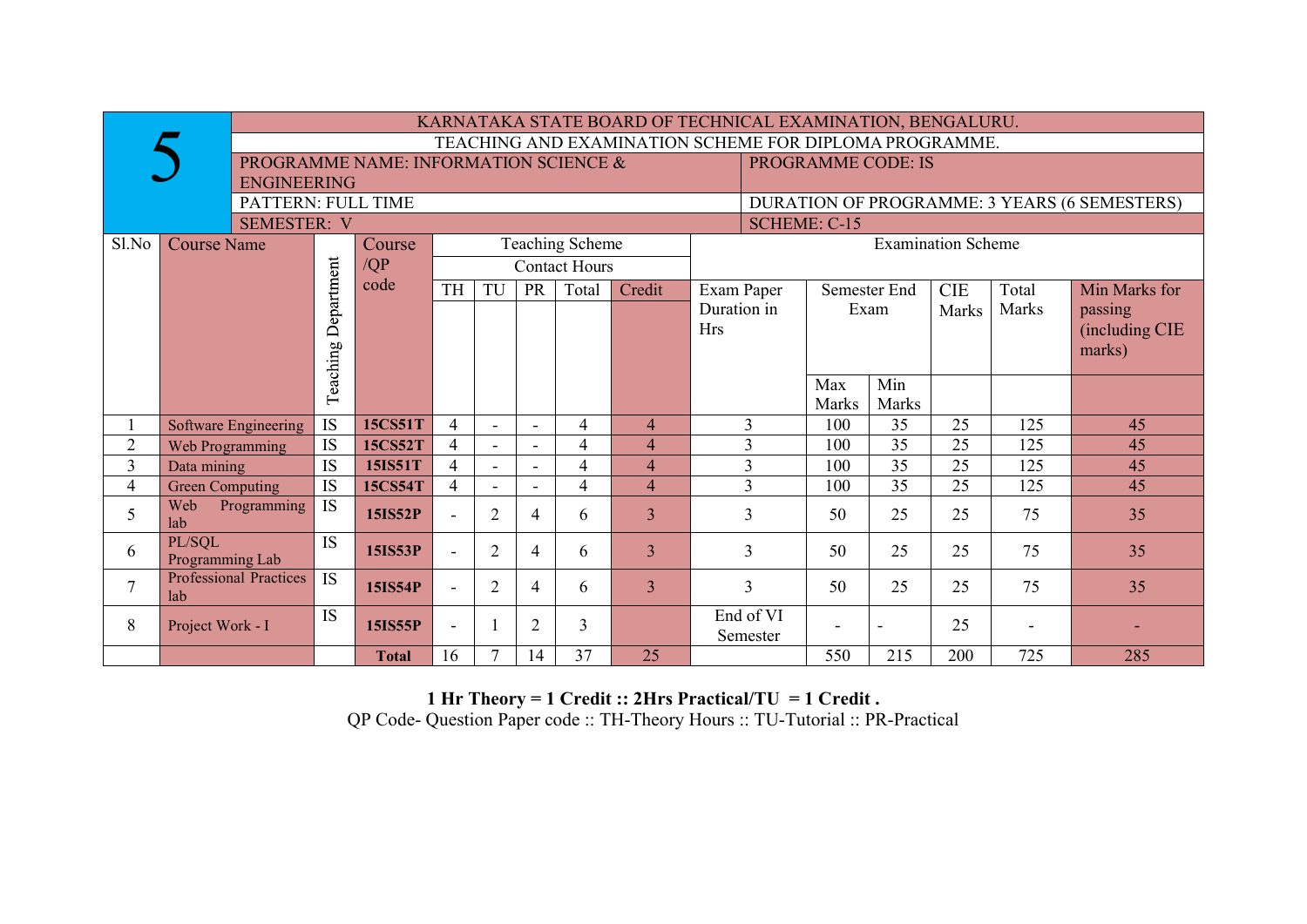| 5 | KARNATAKA STATE BOARD OF TECHNICAL EXAMINATION, BENGALURU. | |
|---|---|---|
| | TEACHING AND EXAMINATION SCHEME FOR DIPLOMA PROGRAMME. | |
| | PROGRAMME NAME: INFORMATION SCIENCE & ENGINEERING | PROGRAMME CODE: IS |
| | PATTERN: FULL TIME | DURATION OF PROGRAMME: 3 YEARS (6 SEMESTERS) |
| | SEMESTER: V | SCHEME: C-15 |

| Sl.No | Course Name | Teaching Department | Course /QP code | Teaching Scheme | | | | | Examination Scheme | | | | | |
|---|---|---|---|---|---|---|---|---|---|---|---|---|---|---|
| | | | | Contact Hours | | | | | | | | | | |
| | | | | TH | TU | PR | Total | Credit | Exam Paper Duration in Hrs | Semester End Exam | | CIE Marks | Total Marks | Min Marks for passing (including CIE marks) |
| | | | | | | | | | | Max Marks | Min Marks | | | |
| 1 | Software Engineering | IS | **15CS51T** | 4 | - | - | 4 | 4 | 3 | 100 | 35 | 25 | 125 | 45 |
| 2 | Web Programming | IS | **15CS52T** | 4 | - | - | 4 | 4 | 3 | 100 | 35 | 25 | 125 | 45 |
| 3 | Data mining | IS | **15IS51T** | 4 | - | - | 4 | 4 | 3 | 100 | 35 | 25 | 125 | 45 |
| 4 | Green Computing | IS | **15CS54T** | 4 | - | - | 4 | 4 | 3 | 100 | 35 | 25 | 125 | 45 |
| 5 | Web Programming lab | IS | **15IS52P** | - | 2 | 4 | 6 | 3 | 3 | 50 | 25 | 25 | 75 | 35 |
| 6 | PL/SQL Programming Lab | IS | **15IS53P** | - | 2 | 4 | 6 | 3 | 3 | 50 | 25 | 25 | 75 | 35 |
| 7 | Professional Practices lab | IS | **15IS54P** | - | 2 | 4 | 6 | 3 | 3 | 50 | 25 | 25 | 75 | 35 |
| 8 | Project Work - I | IS | **15IS55P** | - | 1 | 2 | 3 | | End of VI Semester | - | - | 25 | - | - |
| | | | **Total** | 16 | 7 | 14 | 37 | 25 | | 550 | 215 | 200 | 725 | 285 |

**1 Hr Theory = 1 Credit :: 2Hrs Practical/TU = 1 Credit .**

QP Code- Question Paper code :: TH-Theory Hours :: TU-Tutorial :: PR-Practical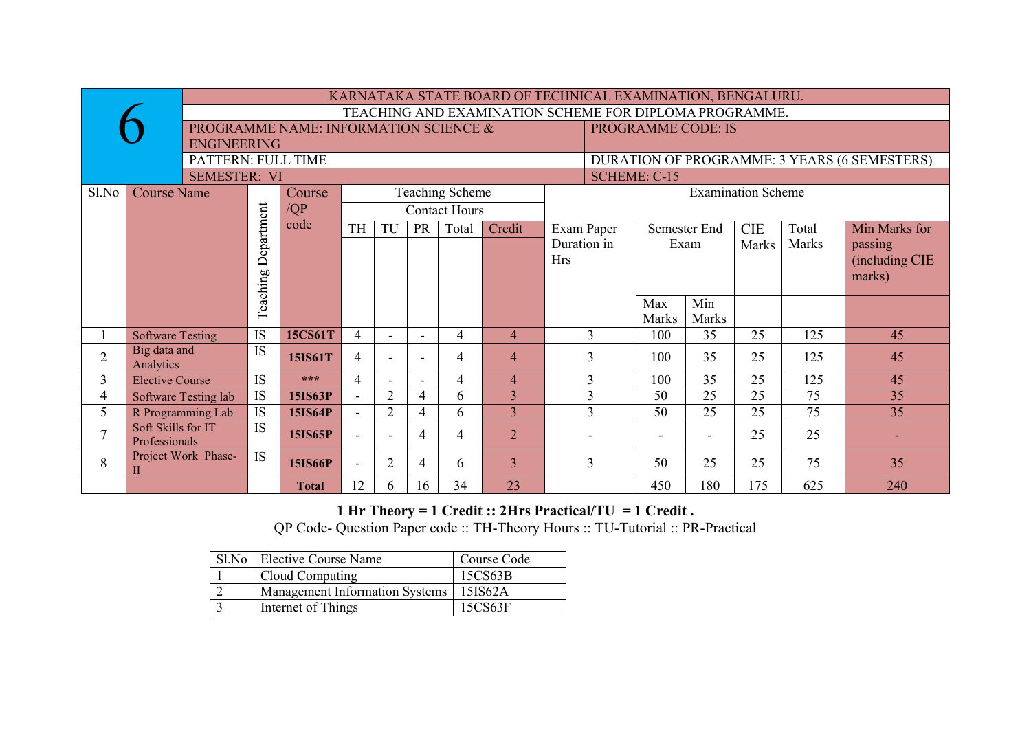| 6 | KARNATAKA STATE BOARD OF TECHNICAL EXAMINATION, BENGALURU. | | | | | | | | | | | | | |
|---|---|---|---|---|---|---|---|---|---|---|---|---|---|---|
| | TEACHING AND EXAMINATION SCHEME FOR DIPLOMA PROGRAMME. | | | | | | | | | | | | | |
| | PROGRAMME NAME: INFORMATION SCIENCE & ENGINEERING | | | | | | | | PROGRAMME CODE: IS | | | | | |
| | PATTERN: FULL TIME | | | | | | | | DURATION OF PROGRAMME: 3 YEARS (6 SEMESTERS) | | | | | |
| | SEMESTER: VI | | | | | | | | SCHEME: C-15 | | | | | |

| Sl.No | Course Name | Teaching Department | Course /QP code | Teaching Scheme | | | | | Examination Scheme | | | | | |
|---|---|---|---|---|---|---|---|---|---|---|---|---|---|---|
| | | | | Contact Hours | | | | | | | | | | |
| | | | | TH | TU | PR | Total | Credit | Exam Paper Duration in Hrs | Semester End Exam | | CIE Marks | Total Marks | Min Marks for passing (including CIE marks) |
| | | | | | | | | | | Max Marks | Min Marks | | | |
| 1 | Software Testing | IS | **15CS61T** | 4 | - | - | 4 | 4 | 3 | 100 | 35 | 25 | 125 | 45 |
| 2 | Big data and Analytics | IS | **15IS61T** | 4 | - | - | 4 | 4 | 3 | 100 | 35 | 25 | 125 | 45 |
| 3 | Elective Course | IS | *** | 4 | - | - | 4 | 4 | 3 | 100 | 35 | 25 | 125 | 45 |
| 4 | Software Testing lab | IS | **15IS63P** | - | 2 | 4 | 6 | 3 | 3 | 50 | 25 | 25 | 75 | 35 |
| 5 | R Programming Lab | IS | **15IS64P** | - | 2 | 4 | 6 | 3 | 3 | 50 | 25 | 25 | 75 | 35 |
| 7 | Soft Skills for IT Professionals | IS | **15IS65P** | - | - | 4 | 4 | 2 | - | - | - | 25 | 25 | - |
| 8 | Project Work Phase-II | IS | **15IS66P** | - | 2 | 4 | 6 | 3 | 3 | 50 | 25 | 25 | 75 | 35 |
| | | | **Total** | 12 | 6 | 16 | 34 | 23 | | 450 | 180 | 175 | 625 | 240 |

**1 Hr Theory = 1 Credit :: 2Hrs Practical/TU = 1 Credit .**

QP Code- Question Paper code :: TH-Theory Hours :: TU-Tutorial :: PR-Practical

| Sl.No | Elective Course Name | Course Code |
|---|---|---|
| 1 | Cloud Computing | 15CS63B |
| 2 | Management Information Systems | 15IS62A |
| 3 | Internet of Things | 15CS63F |